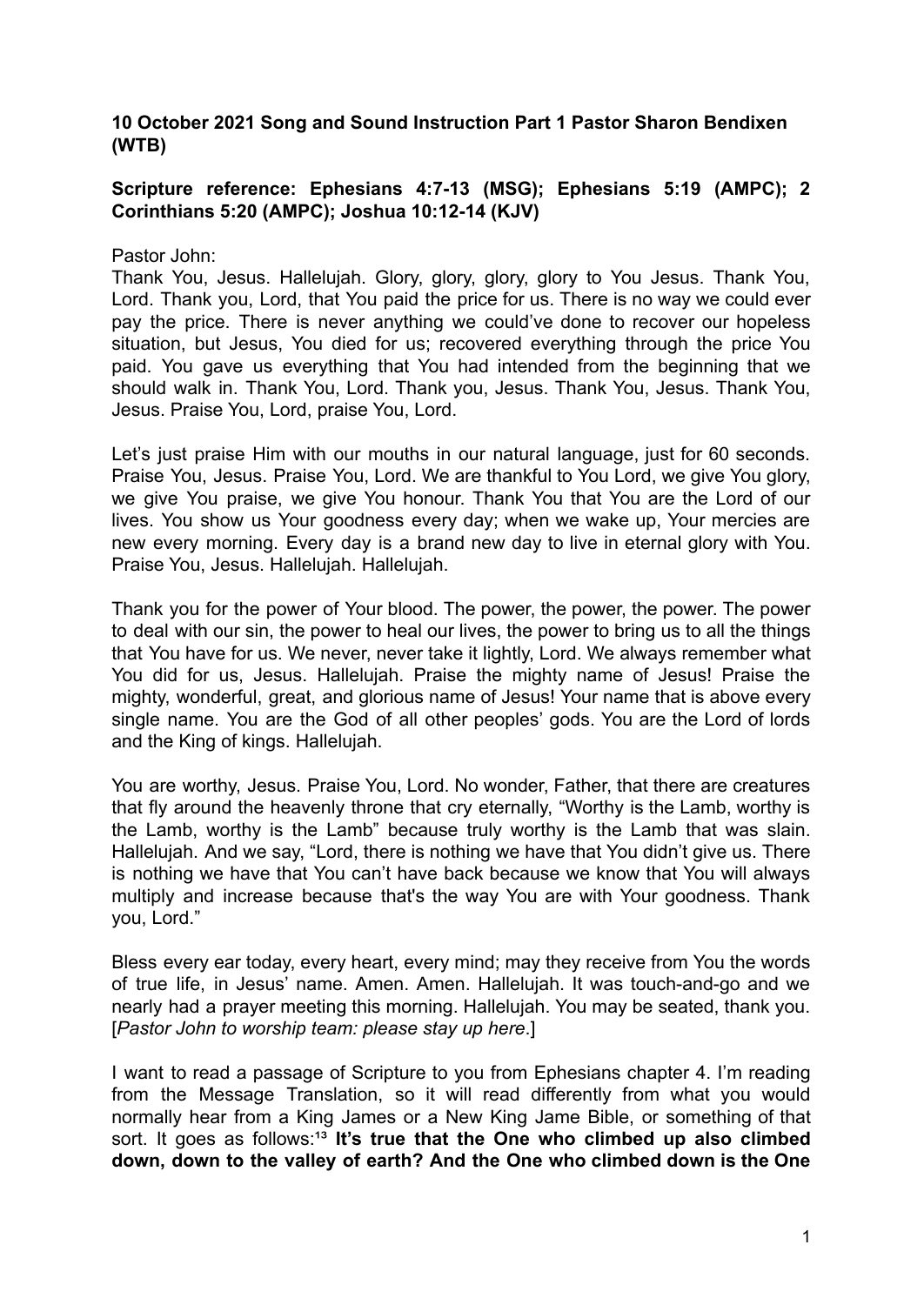**10 October 2021 Song and Sound Instruction Part 1 Pastor Sharon Bendixen (WTB)**

**Scripture reference: Ephesians 4:7-13 (MSG); Ephesians 5:19 (AMPC); 2 Corinthians 5:20 (AMPC); Joshua 10:12-14 (KJV)**

Pastor John:

Thank You, Jesus. Hallelujah. Glory, glory, glory, glory to You Jesus. Thank You, Lord. Thank you, Lord, that You paid the price for us. There is no way we could ever pay the price. There is never anything we could've done to recover our hopeless situation, but Jesus, You died for us; recovered everything through the price You paid. You gave us everything that You had intended from the beginning that we should walk in. Thank You, Lord. Thank you, Jesus. Thank You, Jesus. Thank You, Jesus. Praise You, Lord, praise You, Lord.

Let's just praise Him with our mouths in our natural language, just for 60 seconds. Praise You, Jesus. Praise You, Lord. We are thankful to You Lord, we give You glory, we give You praise, we give You honour. Thank You that You are the Lord of our lives. You show us Your goodness every day; when we wake up, Your mercies are new every morning. Every day is a brand new day to live in eternal glory with You. Praise You, Jesus. Hallelujah. Hallelujah.

Thank you for the power of Your blood. The power, the power, the power. The power to deal with our sin, the power to heal our lives, the power to bring us to all the things that You have for us. We never, never take it lightly, Lord. We always remember what You did for us, Jesus. Hallelujah. Praise the mighty name of Jesus! Praise the mighty, wonderful, great, and glorious name of Jesus! Your name that is above every single name. You are the God of all other peoples' gods. You are the Lord of lords and the King of kings. Hallelujah.

You are worthy, Jesus. Praise You, Lord. No wonder, Father, that there are creatures that fly around the heavenly throne that cry eternally, "Worthy is the Lamb, worthy is the Lamb, worthy is the Lamb" because truly worthy is the Lamb that was slain. Hallelujah. And we say, "Lord, there is nothing we have that You didn't give us. There is nothing we have that You can't have back because we know that You will always multiply and increase because that's the way You are with Your goodness. Thank you, Lord."

Bless every ear today, every heart, every mind; may they receive from You the words of true life, in Jesus' name. Amen. Amen. Hallelujah. It was touch-and-go and we nearly had a prayer meeting this morning. Hallelujah. You may be seated, thank you. [*Pastor John to worship team: please stay up here*.]

I want to read a passage of Scripture to you from Ephesians chapter 4. I'm reading from the Message Translation, so it will read differently from what you would normally hear from a King James or a New King Jame Bible, or something of that sort. It goes as follows:[13] **It's true that the One who climbed up also climbed down, down to the valley of earth? And the One who climbed down is the One**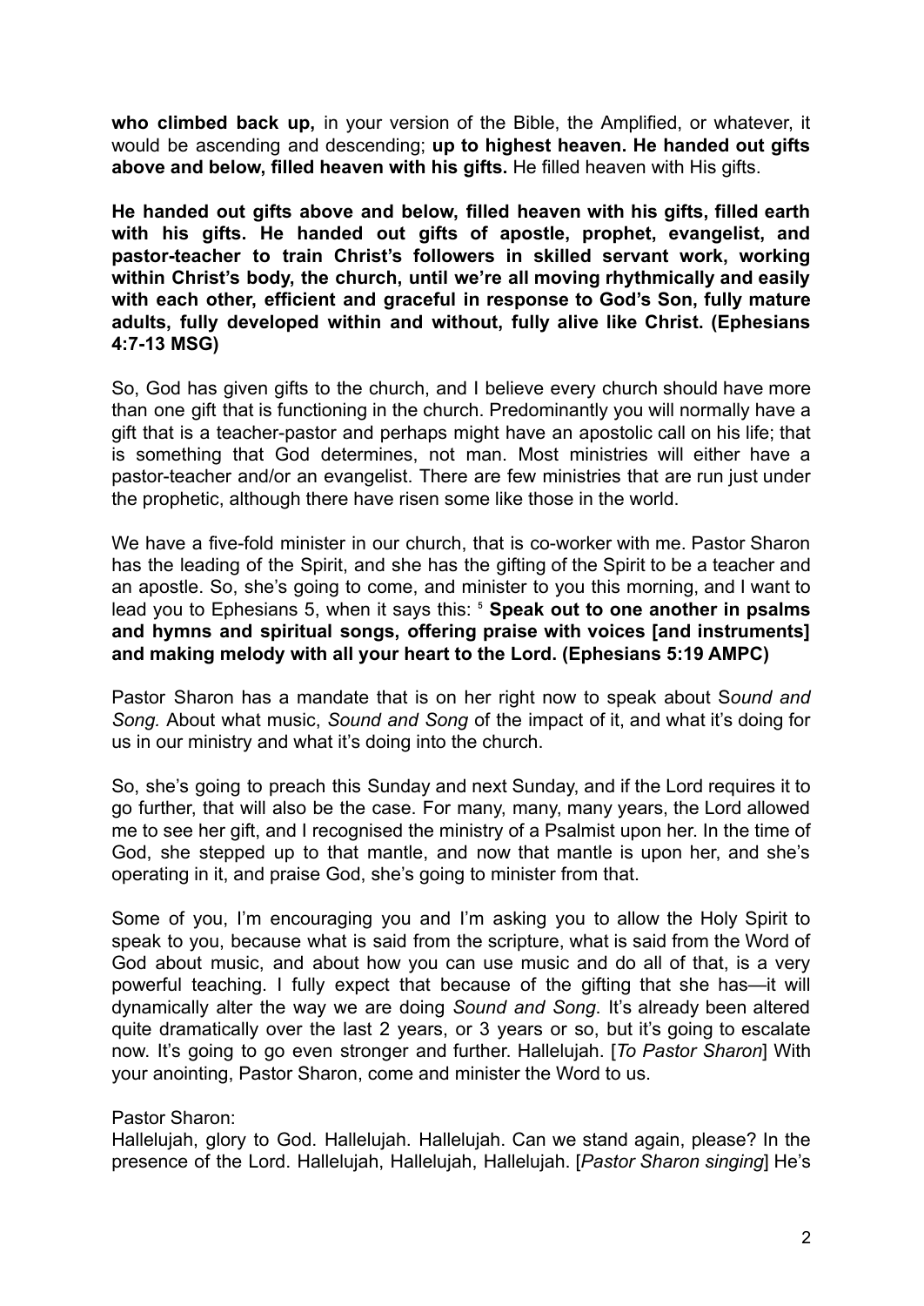**who climbed back up,** in your version of the Bible, the Amplified, or whatever, it would be ascending and descending; **up to highest heaven. He handed out gifts above and below, filled heaven with his gifts.** He filled heaven with His gifts.

**He handed out gifts above and below, filled heaven with his gifts, filled earth with his gifts. He handed out gifts of apostle, prophet, evangelist, and pastor-teacher to train Christ's followers in skilled servant work, working within Christ's body, the church, until we're all moving rhythmically and easily with each other, efficient and graceful in response to God's Son, fully mature adults, fully developed within and without, fully alive like Christ. (Ephesians 4:7-13 MSG)**

So, God has given gifts to the church, and I believe every church should have more than one gift that is functioning in the church. Predominantly you will normally have a gift that is a teacher-pastor and perhaps might have an apostolic call on his life; that is something that God determines, not man. Most ministries will either have a pastor-teacher and/or an evangelist. There are few ministries that are run just under the prophetic, although there have risen some like those in the world.

We have a five-fold minister in our church, that is co-worker with me. Pastor Sharon has the leading of the Spirit, and she has the gifting of the Spirit to be a teacher and an apostle. So, she's going to come, and minister to you this morning, and I want to lead you to Ephesians 5, when it says this: [5] **Speak out to one another in psalms and hymns and spiritual songs, offering praise with voices [and instruments] and making melody with all your heart to the Lord. (Ephesians 5:19 AMPC)**

Pastor Sharon has a mandate that is on her right now to speak about *Sound and Song.* About what music, *Sound and Song* of the impact of it, and what it's doing for us in our ministry and what it's doing into the church.

So, she's going to preach this Sunday and next Sunday, and if the Lord requires it to go further, that will also be the case. For many, many, many years, the Lord allowed me to see her gift, and I recognised the ministry of a Psalmist upon her. In the time of God, she stepped up to that mantle, and now that mantle is upon her, and she's operating in it, and praise God, she's going to minister from that.

Some of you, I'm encouraging you and I'm asking you to allow the Holy Spirit to speak to you, because what is said from the scripture, what is said from the Word of God about music, and about how you can use music and do all of that, is a very powerful teaching. I fully expect that because of the gifting that she has—it will dynamically alter the way we are doing *Sound and Song*. It's already been altered quite dramatically over the last 2 years, or 3 years or so, but it's going to escalate now. It's going to go even stronger and further. Hallelujah. [*To Pastor Sharon*] With your anointing, Pastor Sharon, come and minister the Word to us.

Pastor Sharon:
Hallelujah, glory to God. Hallelujah. Hallelujah. Can we stand again, please? In the presence of the Lord. Hallelujah, Hallelujah, Hallelujah. [*Pastor Sharon singing*] He's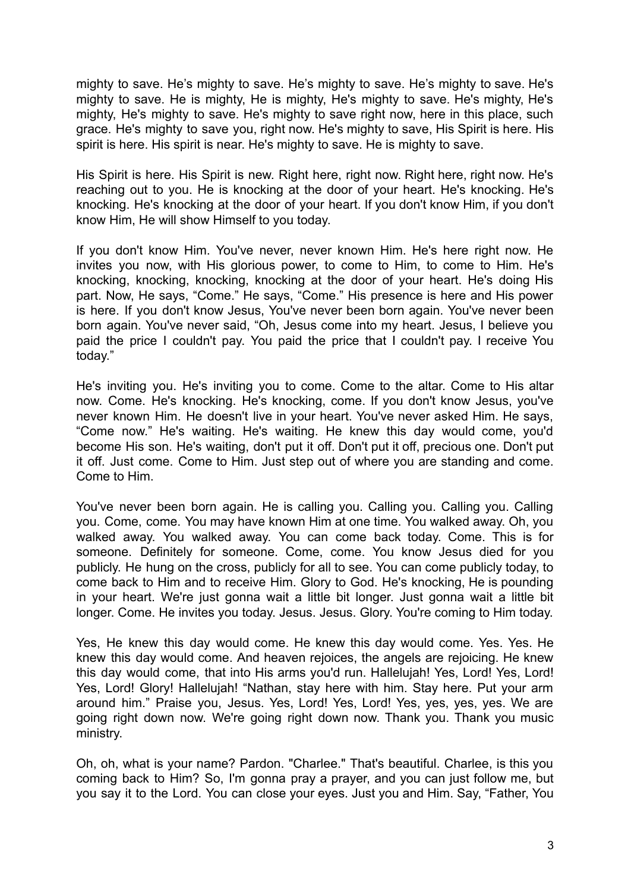mighty to save. He’s mighty to save. He’s mighty to save. He’s mighty to save. He's mighty to save. He is mighty, He is mighty, He's mighty to save. He's mighty, He's mighty, He's mighty to save. He's mighty to save right now, here in this place, such grace. He's mighty to save you, right now. He's mighty to save, His Spirit is here. His spirit is here. His spirit is near. He's mighty to save. He is mighty to save.

His Spirit is here. His Spirit is new. Right here, right now. Right here, right now. He's reaching out to you. He is knocking at the door of your heart. He's knocking. He's knocking. He's knocking at the door of your heart. If you don't know Him, if you don't know Him, He will show Himself to you today.

If you don't know Him. You've never, never known Him. He's here right now. He invites you now, with His glorious power, to come to Him, to come to Him. He's knocking, knocking, knocking, knocking at the door of your heart. He's doing His part. Now, He says, “Come.” He says, “Come.” His presence is here and His power is here. If you don't know Jesus, You've never been born again. You've never been born again. You've never said, “Oh, Jesus come into my heart. Jesus, I believe you paid the price I couldn't pay. You paid the price that I couldn't pay. I receive You today.”

He's inviting you. He's inviting you to come. Come to the altar. Come to His altar now. Come. He's knocking. He's knocking, come. If you don't know Jesus, you've never known Him. He doesn't live in your heart. You've never asked Him. He says, “Come now.” He's waiting. He's waiting. He knew this day would come, you'd become His son. He's waiting, don't put it off. Don't put it off, precious one. Don't put it off. Just come. Come to Him. Just step out of where you are standing and come. Come to Him.

You've never been born again. He is calling you. Calling you. Calling you. Calling you. Come, come. You may have known Him at one time. You walked away. Oh, you walked away. You walked away. You can come back today. Come. This is for someone. Definitely for someone. Come, come. You know Jesus died for you publicly. He hung on the cross, publicly for all to see. You can come publicly today, to come back to Him and to receive Him. Glory to God. He's knocking, He is pounding in your heart. We're just gonna wait a little bit longer. Just gonna wait a little bit longer. Come. He invites you today. Jesus. Jesus. Glory. You're coming to Him today.

Yes, He knew this day would come. He knew this day would come. Yes. Yes. He knew this day would come. And heaven rejoices, the angels are rejoicing. He knew this day would come, that into His arms you'd run. Hallelujah! Yes, Lord! Yes, Lord! Yes, Lord! Glory! Hallelujah! “Nathan, stay here with him. Stay here. Put your arm around him.” Praise you, Jesus. Yes, Lord! Yes, Lord! Yes, yes, yes, yes. We are going right down now. We're going right down now. Thank you. Thank you music ministry.

Oh, oh, what is your name? Pardon. "Charlee." That's beautiful. Charlee, is this you coming back to Him? So, I'm gonna pray a prayer, and you can just follow me, but you say it to the Lord. You can close your eyes. Just you and Him. Say, “Father, You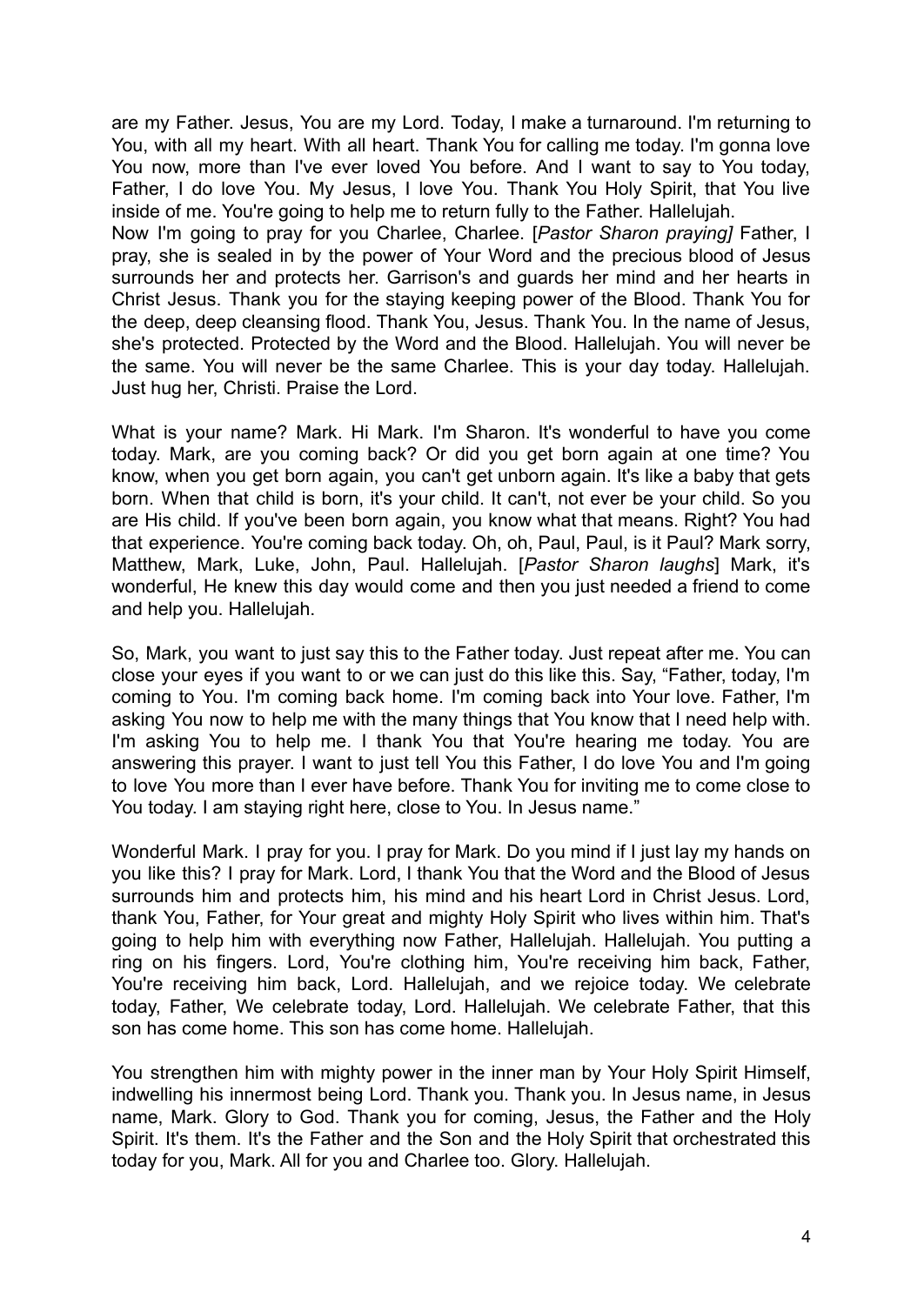are my Father. Jesus, You are my Lord. Today, I make a turnaround. I'm returning to You, with all my heart. With all heart. Thank You for calling me today. I'm gonna love You now, more than I've ever loved You before. And I want to say to You today, Father, I do love You. My Jesus, I love You. Thank You Holy Spirit, that You live inside of me. You're going to help me to return fully to the Father. Hallelujah.
Now I'm going to pray for you Charlee, Charlee. [*Pastor Sharon praying]* Father, I pray, she is sealed in by the power of Your Word and the precious blood of Jesus surrounds her and protects her. Garrison's and guards her mind and her hearts in Christ Jesus. Thank you for the staying keeping power of the Blood. Thank You for the deep, deep cleansing flood. Thank You, Jesus. Thank You. In the name of Jesus, she's protected. Protected by the Word and the Blood. Hallelujah. You will never be the same. You will never be the same Charlee. This is your day today. Hallelujah. Just hug her, Christi. Praise the Lord.

What is your name? Mark. Hi Mark. I'm Sharon. It's wonderful to have you come today. Mark, are you coming back? Or did you get born again at one time? You know, when you get born again, you can't get unborn again. It's like a baby that gets born. When that child is born, it's your child. It can't, not ever be your child. So you are His child. If you've been born again, you know what that means. Right? You had that experience. You're coming back today. Oh, oh, Paul, Paul, is it Paul? Mark sorry, Matthew, Mark, Luke, John, Paul. Hallelujah. [*Pastor Sharon laughs*] Mark, it's wonderful, He knew this day would come and then you just needed a friend to come and help you. Hallelujah.

So, Mark, you want to just say this to the Father today. Just repeat after me. You can close your eyes if you want to or we can just do this like this. Say, "Father, today, I'm coming to You. I'm coming back home. I'm coming back into Your love. Father, I'm asking You now to help me with the many things that You know that I need help with. I'm asking You to help me. I thank You that You're hearing me today. You are answering this prayer. I want to just tell You this Father, I do love You and I'm going to love You more than I ever have before. Thank You for inviting me to come close to You today. I am staying right here, close to You. In Jesus name."

Wonderful Mark. I pray for you. I pray for Mark. Do you mind if I just lay my hands on you like this? I pray for Mark. Lord, I thank You that the Word and the Blood of Jesus surrounds him and protects him, his mind and his heart Lord in Christ Jesus. Lord, thank You, Father, for Your great and mighty Holy Spirit who lives within him. That's going to help him with everything now Father, Hallelujah. Hallelujah. You putting a ring on his fingers. Lord, You're clothing him, You're receiving him back, Father, You're receiving him back, Lord. Hallelujah, and we rejoice today. We celebrate today, Father, We celebrate today, Lord. Hallelujah. We celebrate Father, that this son has come home. This son has come home. Hallelujah.

You strengthen him with mighty power in the inner man by Your Holy Spirit Himself, indwelling his innermost being Lord. Thank you. Thank you. In Jesus name, in Jesus name, Mark. Glory to God. Thank you for coming, Jesus, the Father and the Holy Spirit. It's them. It's the Father and the Son and the Holy Spirit that orchestrated this today for you, Mark. All for you and Charlee too. Glory. Hallelujah.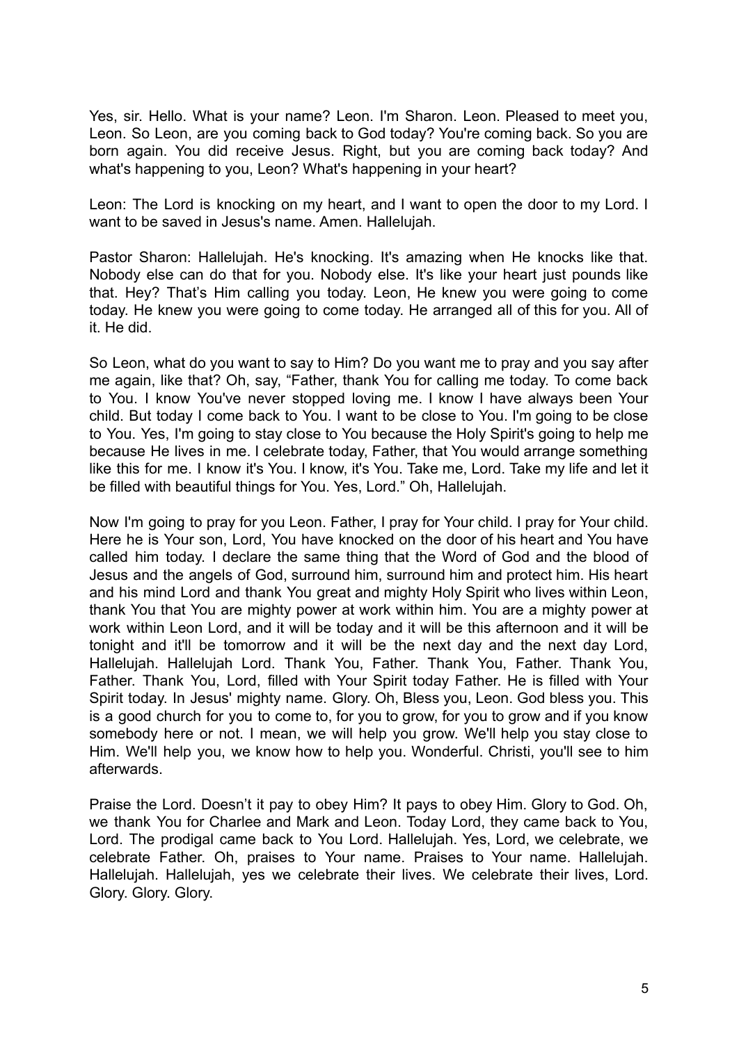Yes, sir. Hello. What is your name? Leon. I'm Sharon. Leon. Pleased to meet you, Leon. So Leon, are you coming back to God today? You're coming back. So you are born again. You did receive Jesus. Right, but you are coming back today? And what's happening to you, Leon? What's happening in your heart?

Leon: The Lord is knocking on my heart, and I want to open the door to my Lord. I want to be saved in Jesus's name. Amen. Hallelujah.

Pastor Sharon: Hallelujah. He's knocking. It's amazing when He knocks like that. Nobody else can do that for you. Nobody else. It's like your heart just pounds like that. Hey? That's Him calling you today. Leon, He knew you were going to come today. He knew you were going to come today. He arranged all of this for you. All of it. He did.

So Leon, what do you want to say to Him? Do you want me to pray and you say after me again, like that? Oh, say, "Father, thank You for calling me today. To come back to You. I know You've never stopped loving me. I know I have always been Your child. But today I come back to You. I want to be close to You. I'm going to be close to You. Yes, I'm going to stay close to You because the Holy Spirit's going to help me because He lives in me. I celebrate today, Father, that You would arrange something like this for me. I know it's You. I know, it's You. Take me, Lord. Take my life and let it be filled with beautiful things for You. Yes, Lord." Oh, Hallelujah.

Now I'm going to pray for you Leon. Father, I pray for Your child. I pray for Your child. Here he is Your son, Lord, You have knocked on the door of his heart and You have called him today. I declare the same thing that the Word of God and the blood of Jesus and the angels of God, surround him, surround him and protect him. His heart and his mind Lord and thank You great and mighty Holy Spirit who lives within Leon, thank You that You are mighty power at work within him. You are a mighty power at work within Leon Lord, and it will be today and it will be this afternoon and it will be tonight and it'll be tomorrow and it will be the next day and the next day Lord, Hallelujah. Hallelujah Lord. Thank You, Father. Thank You, Father. Thank You, Father. Thank You, Lord, filled with Your Spirit today Father. He is filled with Your Spirit today. In Jesus' mighty name. Glory. Oh, Bless you, Leon. God bless you. This is a good church for you to come to, for you to grow, for you to grow and if you know somebody here or not. I mean, we will help you grow. We'll help you stay close to Him. We'll help you, we know how to help you. Wonderful. Christi, you'll see to him afterwards.

Praise the Lord. Doesn't it pay to obey Him? It pays to obey Him. Glory to God. Oh, we thank You for Charlee and Mark and Leon. Today Lord, they came back to You, Lord. The prodigal came back to You Lord. Hallelujah. Yes, Lord, we celebrate, we celebrate Father. Oh, praises to Your name. Praises to Your name. Hallelujah. Hallelujah. Hallelujah, yes we celebrate their lives. We celebrate their lives, Lord. Glory. Glory. Glory.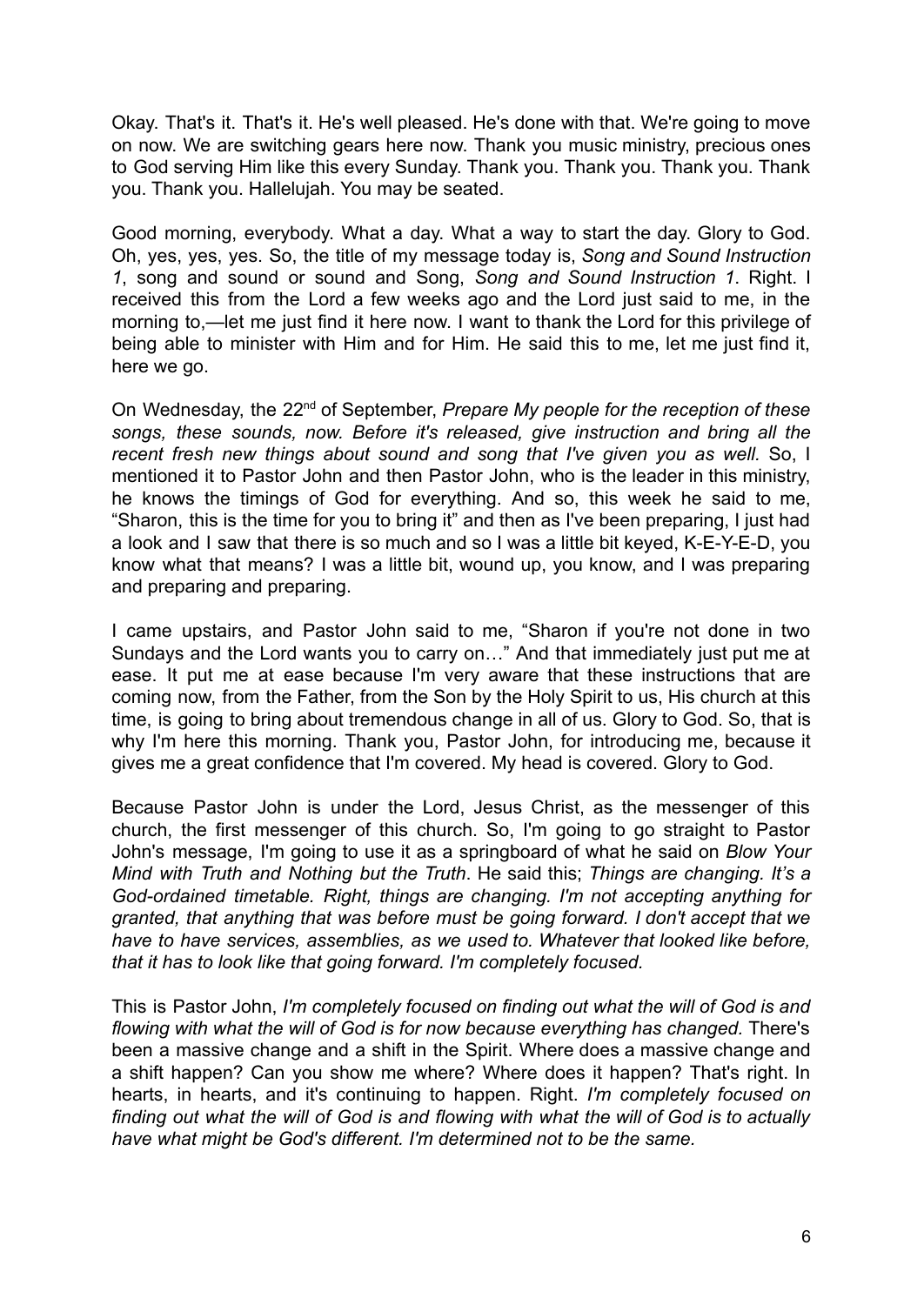Okay. That's it. That's it. He's well pleased. He's done with that. We're going to move on now. We are switching gears here now. Thank you music ministry, precious ones to God serving Him like this every Sunday. Thank you. Thank you. Thank you. Thank you. Thank you. Hallelujah. You may be seated.

Good morning, everybody. What a day. What a way to start the day. Glory to God. Oh, yes, yes, yes. So, the title of my message today is, *Song and Sound Instruction 1*, song and sound or sound and Song, *Song and Sound Instruction 1*. Right. I received this from the Lord a few weeks ago and the Lord just said to me, in the morning to,—let me just find it here now. I want to thank the Lord for this privilege of being able to minister with Him and for Him. He said this to me, let me just find it, here we go.

On Wednesday, the 22nd of September, *Prepare My people for the reception of these songs, these sounds, now. Before it's released, give instruction and bring all the recent fresh new things about sound and song that I've given you as well.* So, I mentioned it to Pastor John and then Pastor John, who is the leader in this ministry, he knows the timings of God for everything. And so, this week he said to me, "Sharon, this is the time for you to bring it" and then as I've been preparing, I just had a look and I saw that there is so much and so I was a little bit keyed, K-E-Y-E-D, you know what that means? I was a little bit, wound up, you know, and I was preparing and preparing and preparing.

I came upstairs, and Pastor John said to me, "Sharon if you're not done in two Sundays and the Lord wants you to carry on…" And that immediately just put me at ease. It put me at ease because I'm very aware that these instructions that are coming now, from the Father, from the Son by the Holy Spirit to us, His church at this time, is going to bring about tremendous change in all of us. Glory to God. So, that is why I'm here this morning. Thank you, Pastor John, for introducing me, because it gives me a great confidence that I'm covered. My head is covered. Glory to God.

Because Pastor John is under the Lord, Jesus Christ, as the messenger of this church, the first messenger of this church. So, I'm going to go straight to Pastor John's message, I'm going to use it as a springboard of what he said on *Blow Your Mind with Truth and Nothing but the Truth*. He said this; *Things are changing. It's a God-ordained timetable. Right, things are changing. I'm not accepting anything for granted, that anything that was before must be going forward. I don't accept that we have to have services, assemblies, as we used to. Whatever that looked like before, that it has to look like that going forward. I'm completely focused.*

This is Pastor John, *I'm completely focused on finding out what the will of God is and flowing with what the will of God is for now because everything has changed.* There's been a massive change and a shift in the Spirit. Where does a massive change and a shift happen? Can you show me where? Where does it happen? That's right. In hearts, in hearts, and it's continuing to happen. Right. *I'm completely focused on finding out what the will of God is and flowing with what the will of God is to actually have what might be God's different. I'm determined not to be the same.*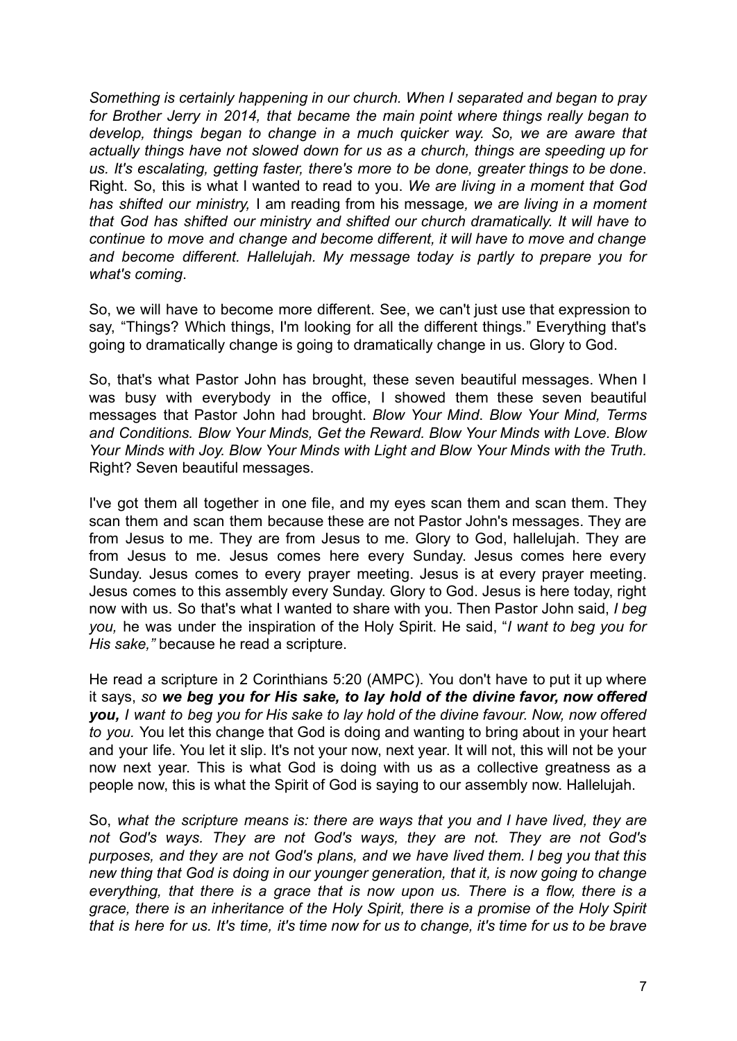*Something is certainly happening in our church. When I separated and began to pray for Brother Jerry in 2014, that became the main point where things really began to develop, things began to change in a much quicker way. So, we are aware that actually things have not slowed down for us as a church, things are speeding up for us. It's escalating, getting faster, there's more to be done, greater things to be done*. Right. So, this is what I wanted to read to you. *We are living in a moment that God has shifted our ministry,* I am reading from his message*, we are living in a moment that God has shifted our ministry and shifted our church dramatically. It will have to continue to move and change and become different, it will have to move and change and become different. Hallelujah. My message today is partly to prepare you for what's coming*.

So, we will have to become more different. See, we can't just use that expression to say, "Things? Which things, I'm looking for all the different things." Everything that's going to dramatically change is going to dramatically change in us. Glory to God.

So, that's what Pastor John has brought, these seven beautiful messages. When I was busy with everybody in the office, I showed them these seven beautiful messages that Pastor John had brought. *Blow Your Mind*. *Blow Your Mind, Terms and Conditions. Blow Your Minds, Get the Reward. Blow Your Minds with Love. Blow Your Minds with Joy. Blow Your Minds with Light and Blow Your Minds with the Truth.* Right? Seven beautiful messages.

I've got them all together in one file, and my eyes scan them and scan them. They scan them and scan them because these are not Pastor John's messages. They are from Jesus to me. They are from Jesus to me. Glory to God, hallelujah. They are from Jesus to me. Jesus comes here every Sunday. Jesus comes here every Sunday. Jesus comes to every prayer meeting. Jesus is at every prayer meeting. Jesus comes to this assembly every Sunday. Glory to God. Jesus is here today, right now with us. So that's what I wanted to share with you. Then Pastor John said, *I beg you,* he was under the inspiration of the Holy Spirit. He said, "*I want to beg you for His sake,"* because he read a scripture.

He read a scripture in 2 Corinthians 5:20 (AMPC). You don't have to put it up where it says, *so* ***we beg you for His sake, to lay hold of the divine favor, now offered you,*** *I want to beg you for His sake to lay hold of the divine favour. Now, now offered to you.* You let this change that God is doing and wanting to bring about in your heart and your life. You let it slip. It's not your now, next year. It will not, this will not be your now next year. This is what God is doing with us as a collective greatness as a people now, this is what the Spirit of God is saying to our assembly now. Hallelujah.

So, *what the scripture means is: there are ways that you and I have lived, they are not God's ways. They are not God's ways, they are not. They are not God's purposes, and they are not God's plans, and we have lived them. I beg you that this new thing that God is doing in our younger generation, that it, is now going to change everything, that there is a grace that is now upon us. There is a flow, there is a grace, there is an inheritance of the Holy Spirit, there is a promise of the Holy Spirit that is here for us. It's time, it's time now for us to change, it's time for us to be brave*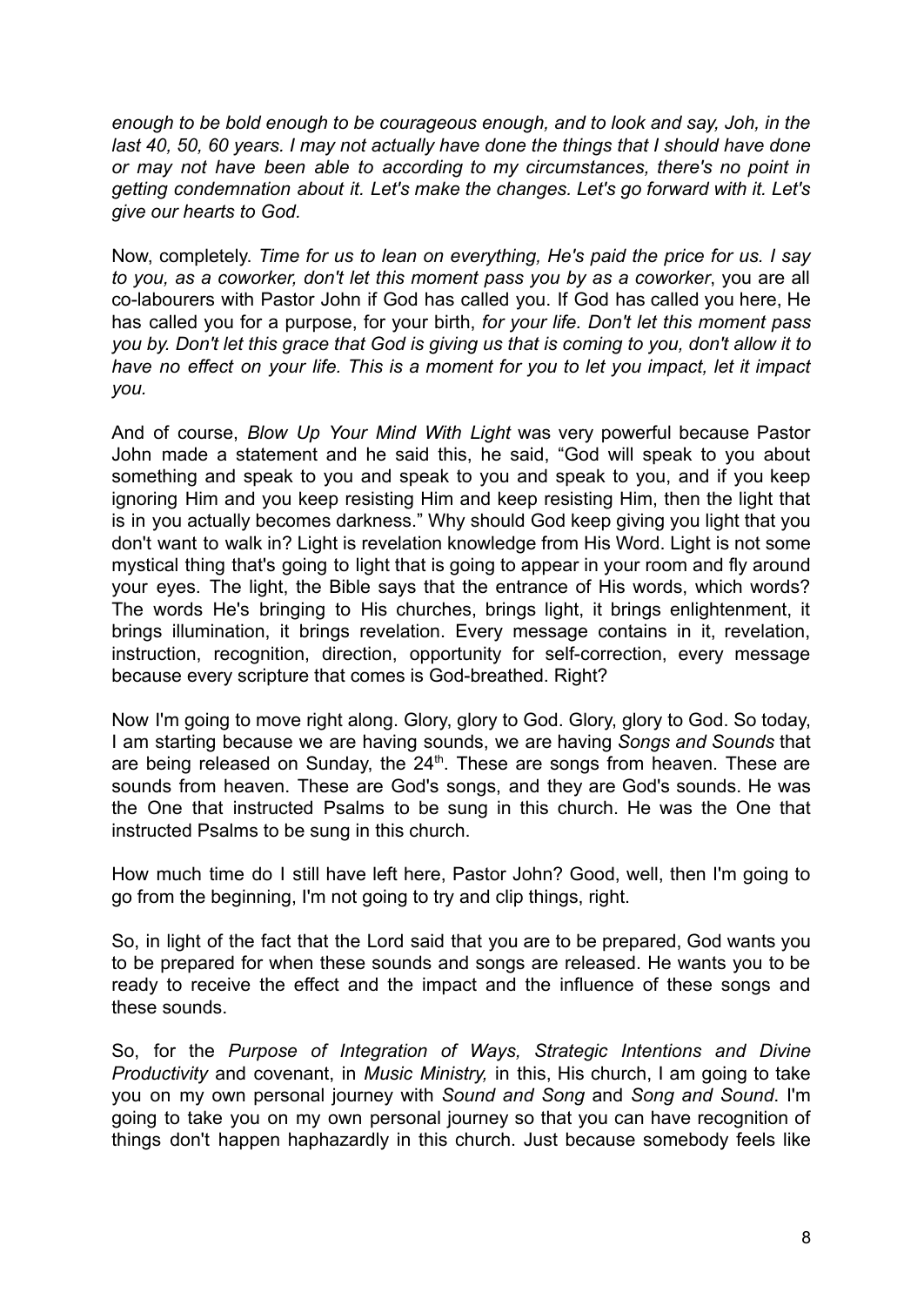*enough to be bold enough to be courageous enough, and to look and say, Joh, in the last 40, 50, 60 years. I may not actually have done the things that I should have done or may not have been able to according to my circumstances, there's no point in getting condemnation about it. Let's make the changes. Let's go forward with it. Let's give our hearts to God.*

Now, completely. *Time for us to lean on everything, He's paid the price for us. I say to you, as a coworker, don't let this moment pass you by as a coworker*, you are all co-labourers with Pastor John if God has called you. If God has called you here, He has called you for a purpose, for your birth, *for your life. Don't let this moment pass you by. Don't let this grace that God is giving us that is coming to you, don't allow it to have no effect on your life. This is a moment for you to let you impact, let it impact you.*

And of course, *Blow Up Your Mind With Light* was very powerful because Pastor John made a statement and he said this, he said, "God will speak to you about something and speak to you and speak to you and speak to you, and if you keep ignoring Him and you keep resisting Him and keep resisting Him, then the light that is in you actually becomes darkness." Why should God keep giving you light that you don't want to walk in? Light is revelation knowledge from His Word. Light is not some mystical thing that's going to light that is going to appear in your room and fly around your eyes. The light, the Bible says that the entrance of His words, which words? The words He's bringing to His churches, brings light, it brings enlightenment, it brings illumination, it brings revelation. Every message contains in it, revelation, instruction, recognition, direction, opportunity for self-correction, every message because every scripture that comes is God-breathed. Right?

Now I'm going to move right along. Glory, glory to God. Glory, glory to God. So today, I am starting because we are having sounds, we are having *Songs and Sounds* that are being released on Sunday, the 24th. These are songs from heaven. These are sounds from heaven. These are God's songs, and they are God's sounds. He was the One that instructed Psalms to be sung in this church. He was the One that instructed Psalms to be sung in this church.

How much time do I still have left here, Pastor John? Good, well, then I'm going to go from the beginning, I'm not going to try and clip things, right.

So, in light of the fact that the Lord said that you are to be prepared, God wants you to be prepared for when these sounds and songs are released. He wants you to be ready to receive the effect and the impact and the influence of these songs and these sounds.

So, for the *Purpose of Integration of Ways, Strategic Intentions and Divine Productivity* and covenant, in *Music Ministry,* in this, His church, I am going to take you on my own personal journey with *Sound and Song* and *Song and Sound*. I'm going to take you on my own personal journey so that you can have recognition of things don't happen haphazardly in this church. Just because somebody feels like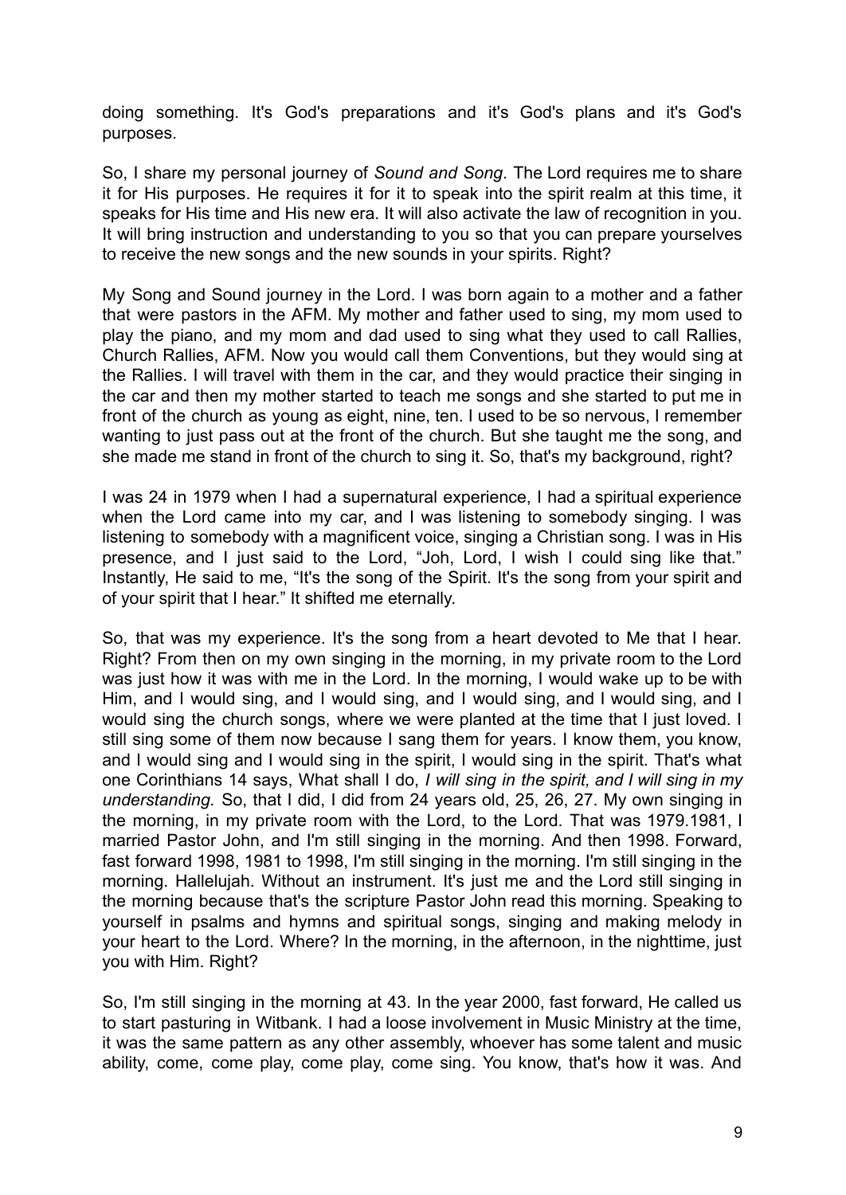doing something. It's God's preparations and it's God's plans and it's God's purposes.

So, I share my personal journey of *Sound and Song*. The Lord requires me to share it for His purposes. He requires it for it to speak into the spirit realm at this time, it speaks for His time and His new era. It will also activate the law of recognition in you. It will bring instruction and understanding to you so that you can prepare yourselves to receive the new songs and the new sounds in your spirits. Right?

My Song and Sound journey in the Lord. I was born again to a mother and a father that were pastors in the AFM. My mother and father used to sing, my mom used to play the piano, and my mom and dad used to sing what they used to call Rallies, Church Rallies, AFM. Now you would call them Conventions, but they would sing at the Rallies. I will travel with them in the car, and they would practice their singing in the car and then my mother started to teach me songs and she started to put me in front of the church as young as eight, nine, ten. I used to be so nervous, I remember wanting to just pass out at the front of the church. But she taught me the song, and she made me stand in front of the church to sing it. So, that's my background, right?

I was 24 in 1979 when I had a supernatural experience, I had a spiritual experience when the Lord came into my car, and I was listening to somebody singing. I was listening to somebody with a magnificent voice, singing a Christian song. I was in His presence, and I just said to the Lord, "Joh, Lord, I wish I could sing like that." Instantly, He said to me, "It's the song of the Spirit. It's the song from your spirit and of your spirit that I hear." It shifted me eternally.

So, that was my experience. It's the song from a heart devoted to Me that I hear. Right? From then on my own singing in the morning, in my private room to the Lord was just how it was with me in the Lord. In the morning, I would wake up to be with Him, and I would sing, and I would sing, and I would sing, and I would sing, and I would sing the church songs, where we were planted at the time that I just loved. I still sing some of them now because I sang them for years. I know them, you know, and I would sing and I would sing in the spirit, I would sing in the spirit. That's what one Corinthians 14 says, What shall I do, *I will sing in the spirit, and I will sing in my understanding.* So, that I did, I did from 24 years old, 25, 26, 27. My own singing in the morning, in my private room with the Lord, to the Lord. That was 1979.1981, I married Pastor John, and I'm still singing in the morning. And then 1998. Forward, fast forward 1998, 1981 to 1998, I'm still singing in the morning. I'm still singing in the morning. Hallelujah. Without an instrument. It's just me and the Lord still singing in the morning because that's the scripture Pastor John read this morning. Speaking to yourself in psalms and hymns and spiritual songs, singing and making melody in your heart to the Lord. Where? In the morning, in the afternoon, in the nighttime, just you with Him. Right?

So, I'm still singing in the morning at 43. In the year 2000, fast forward, He called us to start pasturing in Witbank. I had a loose involvement in Music Ministry at the time, it was the same pattern as any other assembly, whoever has some talent and music ability, come, come play, come play, come sing. You know, that's how it was. And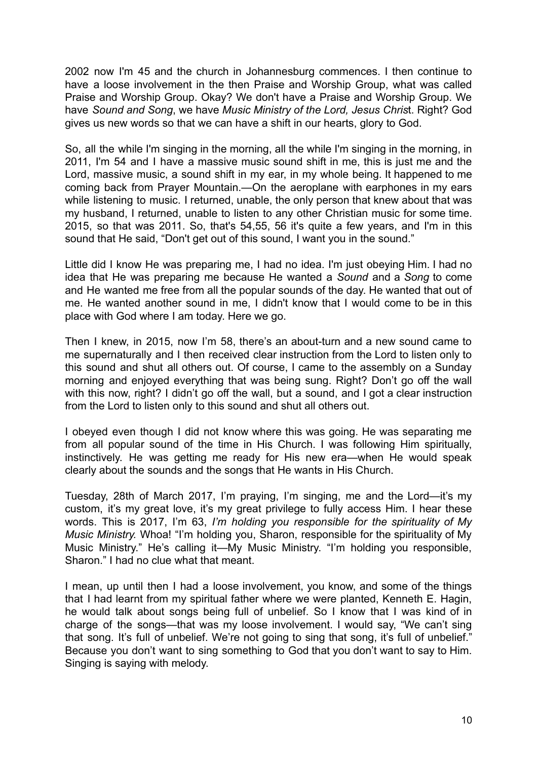2002 now I'm 45 and the church in Johannesburg commences. I then continue to have a loose involvement in the then Praise and Worship Group, what was called Praise and Worship Group. Okay? We don't have a Praise and Worship Group. We have *Sound and Song*, we have *Music Ministry of the Lord, Jesus Chris*t. Right? God gives us new words so that we can have a shift in our hearts, glory to God.

So, all the while I'm singing in the morning, all the while I'm singing in the morning, in 2011, I'm 54 and I have a massive music sound shift in me, this is just me and the Lord, massive music, a sound shift in my ear, in my whole being. It happened to me coming back from Prayer Mountain.—On the aeroplane with earphones in my ears while listening to music. I returned, unable, the only person that knew about that was my husband, I returned, unable to listen to any other Christian music for some time. 2015, so that was 2011. So, that's 54,55, 56 it's quite a few years, and I'm in this sound that He said, "Don't get out of this sound, I want you in the sound."

Little did I know He was preparing me, I had no idea. I'm just obeying Him. I had no idea that He was preparing me because He wanted a *Sound* and a *Song* to come and He wanted me free from all the popular sounds of the day. He wanted that out of me. He wanted another sound in me, I didn't know that I would come to be in this place with God where I am today. Here we go.

Then I knew, in 2015, now I'm 58, there's an about-turn and a new sound came to me supernaturally and I then received clear instruction from the Lord to listen only to this sound and shut all others out. Of course, I came to the assembly on a Sunday morning and enjoyed everything that was being sung. Right? Don't go off the wall with this now, right? I didn't go off the wall, but a sound, and I got a clear instruction from the Lord to listen only to this sound and shut all others out.

I obeyed even though I did not know where this was going. He was separating me from all popular sound of the time in His Church. I was following Him spiritually, instinctively. He was getting me ready for His new era—when He would speak clearly about the sounds and the songs that He wants in His Church.

Tuesday, 28th of March 2017, I'm praying, I'm singing, me and the Lord—it's my custom, it's my great love, it's my great privilege to fully access Him. I hear these words. This is 2017, I'm 63, *I'm holding you responsible for the spirituality of My Music Ministry.* Whoa! "I'm holding you, Sharon, responsible for the spirituality of My Music Ministry." He's calling it—My Music Ministry. "I'm holding you responsible, Sharon." I had no clue what that meant.

I mean, up until then I had a loose involvement, you know, and some of the things that I had learnt from my spiritual father where we were planted, Kenneth E. Hagin, he would talk about songs being full of unbelief. So I know that I was kind of in charge of the songs—that was my loose involvement. I would say, "We can't sing that song. It's full of unbelief. We're not going to sing that song, it's full of unbelief." Because you don't want to sing something to God that you don't want to say to Him. Singing is saying with melody.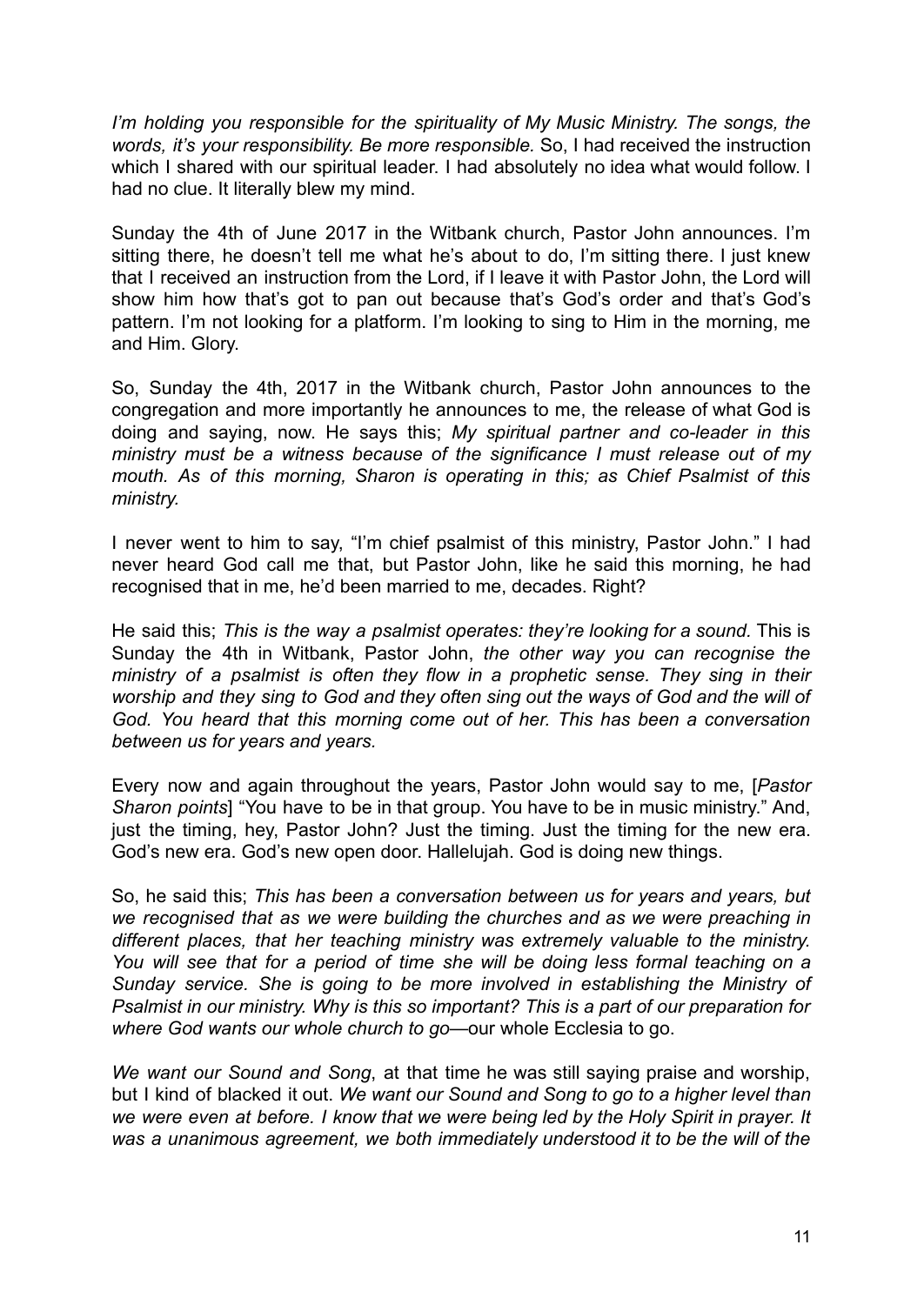*I'm holding you responsible for the spirituality of My Music Ministry. The songs, the words, it's your responsibility. Be more responsible.* So, I had received the instruction which I shared with our spiritual leader. I had absolutely no idea what would follow. I had no clue. It literally blew my mind.

Sunday the 4th of June 2017 in the Witbank church, Pastor John announces. I'm sitting there, he doesn't tell me what he's about to do, I'm sitting there. I just knew that I received an instruction from the Lord, if I leave it with Pastor John, the Lord will show him how that's got to pan out because that's God's order and that's God's pattern. I'm not looking for a platform. I'm looking to sing to Him in the morning, me and Him. Glory.

So, Sunday the 4th, 2017 in the Witbank church, Pastor John announces to the congregation and more importantly he announces to me, the release of what God is doing and saying, now. He says this; *My spiritual partner and co-leader in this ministry must be a witness because of the significance I must release out of my mouth. As of this morning, Sharon is operating in this; as Chief Psalmist of this ministry.*

I never went to him to say, "I'm chief psalmist of this ministry, Pastor John." I had never heard God call me that, but Pastor John, like he said this morning, he had recognised that in me, he'd been married to me, decades. Right?

He said this; *This is the way a psalmist operates: they're looking for a sound.* This is Sunday the 4th in Witbank, Pastor John, *the other way you can recognise the ministry of a psalmist is often they flow in a prophetic sense. They sing in their worship and they sing to God and they often sing out the ways of God and the will of God. You heard that this morning come out of her. This has been a conversation between us for years and years.*

Every now and again throughout the years, Pastor John would say to me, [*Pastor Sharon points*] "You have to be in that group. You have to be in music ministry." And, just the timing, hey, Pastor John? Just the timing. Just the timing for the new era. God's new era. God's new open door. Hallelujah. God is doing new things.

So, he said this; *This has been a conversation between us for years and years, but we recognised that as we were building the churches and as we were preaching in different places, that her teaching ministry was extremely valuable to the ministry. You will see that for a period of time she will be doing less formal teaching on a Sunday service. She is going to be more involved in establishing the Ministry of Psalmist in our ministry. Why is this so important? This is a part of our preparation for where God wants our whole church to go*—our whole Ecclesia to go.

*We want our Sound and Song*, at that time he was still saying praise and worship, but I kind of blacked it out. *We want our Sound and Song to go to a higher level than we were even at before. I know that we were being led by the Holy Spirit in prayer. It was a unanimous agreement, we both immediately understood it to be the will of the*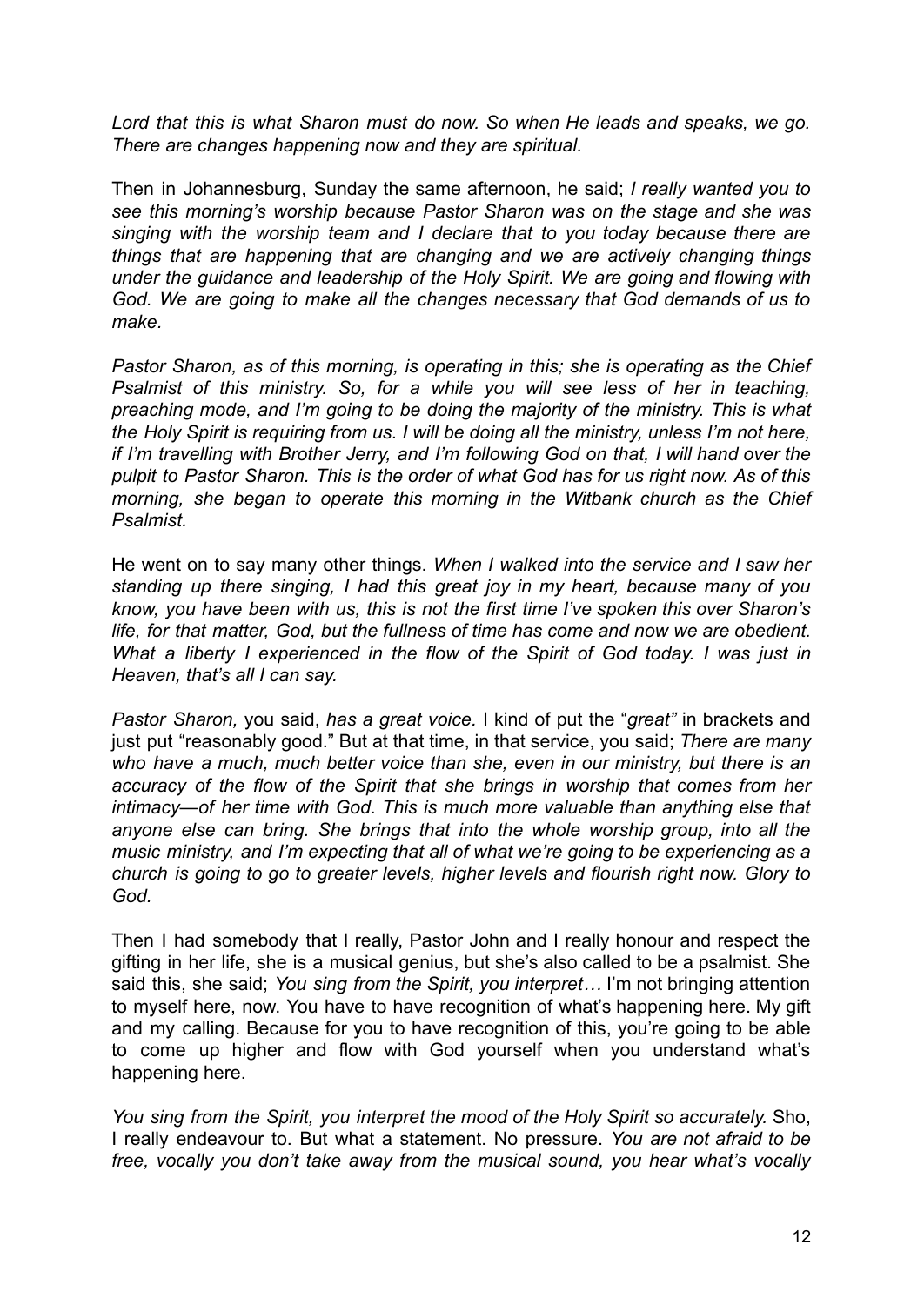*Lord that this is what Sharon must do now. So when He leads and speaks, we go. There are changes happening now and they are spiritual.*

Then in Johannesburg, Sunday the same afternoon, he said; *I really wanted you to see this morning's worship because Pastor Sharon was on the stage and she was singing with the worship team and I declare that to you today because there are things that are happening that are changing and we are actively changing things under the guidance and leadership of the Holy Spirit. We are going and flowing with God. We are going to make all the changes necessary that God demands of us to make.*

*Pastor Sharon, as of this morning, is operating in this; she is operating as the Chief Psalmist of this ministry. So, for a while you will see less of her in teaching, preaching mode, and I'm going to be doing the majority of the ministry. This is what the Holy Spirit is requiring from us. I will be doing all the ministry, unless I'm not here, if I'm travelling with Brother Jerry, and I'm following God on that, I will hand over the pulpit to Pastor Sharon. This is the order of what God has for us right now. As of this morning, she began to operate this morning in the Witbank church as the Chief Psalmist.*

He went on to say many other things. *When I walked into the service and I saw her standing up there singing, I had this great joy in my heart, because many of you know, you have been with us, this is not the first time I've spoken this over Sharon's life, for that matter, God, but the fullness of time has come and now we are obedient. What a liberty I experienced in the flow of the Spirit of God today. I was just in Heaven, that's all I can say.*

*Pastor Sharon,* you said, *has a great voice.* I kind of put the "*great"* in brackets and just put "reasonably good." But at that time, in that service, you said; *There are many who have a much, much better voice than she, even in our ministry, but there is an accuracy of the flow of the Spirit that she brings in worship that comes from her intimacy—of her time with God. This is much more valuable than anything else that anyone else can bring. She brings that into the whole worship group, into all the music ministry, and I'm expecting that all of what we're going to be experiencing as a church is going to go to greater levels, higher levels and flourish right now. Glory to God.*

Then I had somebody that I really, Pastor John and I really honour and respect the gifting in her life, she is a musical genius, but she's also called to be a psalmist. She said this, she said; *You sing from the Spirit, you interpret…* I'm not bringing attention to myself here, now. You have to have recognition of what's happening here. My gift and my calling. Because for you to have recognition of this, you're going to be able to come up higher and flow with God yourself when you understand what's happening here.

*You sing from the Spirit, you interpret the mood of the Holy Spirit so accurately.* Sho, I really endeavour to. But what a statement. No pressure. *You are not afraid to be free, vocally you don't take away from the musical sound, you hear what's vocally*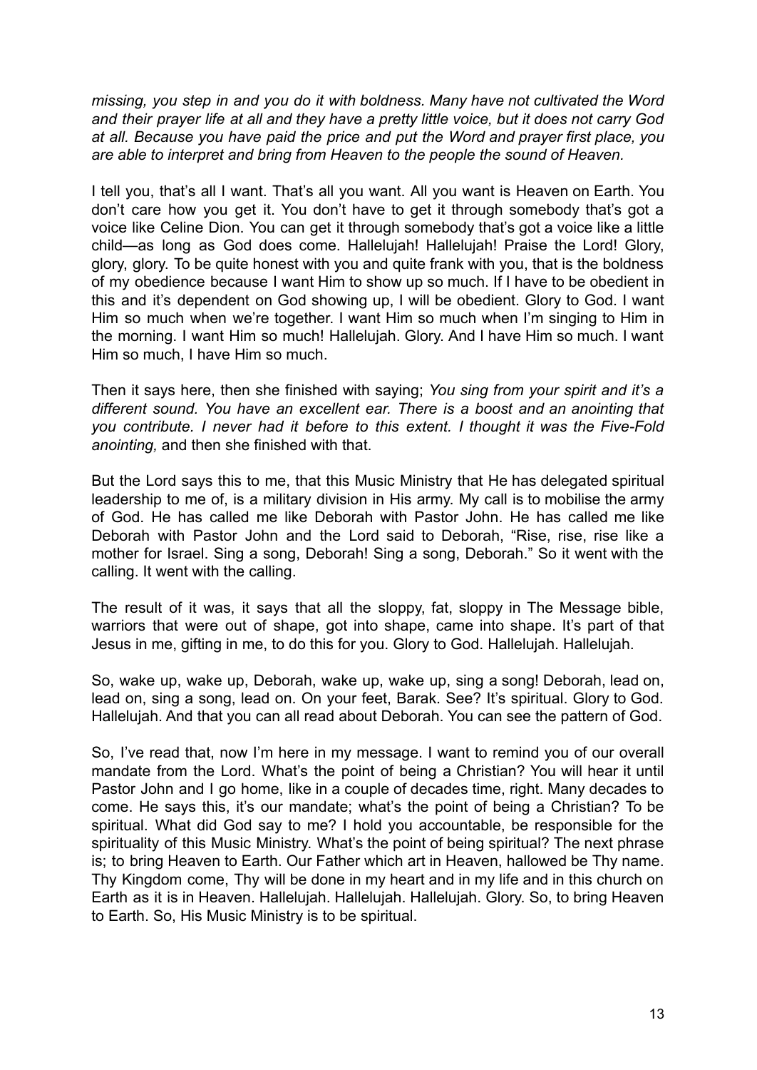*missing, you step in and you do it with boldness. Many have not cultivated the Word and their prayer life at all and they have a pretty little voice, but it does not carry God at all. Because you have paid the price and put the Word and prayer first place, you are able to interpret and bring from Heaven to the people the sound of Heaven.*

I tell you, that's all I want. That's all you want. All you want is Heaven on Earth. You don't care how you get it. You don't have to get it through somebody that's got a voice like Celine Dion. You can get it through somebody that's got a voice like a little child—as long as God does come. Hallelujah! Hallelujah! Praise the Lord! Glory, glory, glory. To be quite honest with you and quite frank with you, that is the boldness of my obedience because I want Him to show up so much. If I have to be obedient in this and it's dependent on God showing up, I will be obedient. Glory to God. I want Him so much when we're together. I want Him so much when I'm singing to Him in the morning. I want Him so much! Hallelujah. Glory. And I have Him so much. I want Him so much, I have Him so much.

Then it says here, then she finished with saying; *You sing from your spirit and it's a different sound. You have an excellent ear. There is a boost and an anointing that you contribute. I never had it before to this extent. I thought it was the Five-Fold anointing,* and then she finished with that.

But the Lord says this to me, that this Music Ministry that He has delegated spiritual leadership to me of, is a military division in His army. My call is to mobilise the army of God. He has called me like Deborah with Pastor John. He has called me like Deborah with Pastor John and the Lord said to Deborah, "Rise, rise, rise like a mother for Israel. Sing a song, Deborah! Sing a song, Deborah." So it went with the calling. It went with the calling.

The result of it was, it says that all the sloppy, fat, sloppy in The Message bible, warriors that were out of shape, got into shape, came into shape. It's part of that Jesus in me, gifting in me, to do this for you. Glory to God. Hallelujah. Hallelujah.

So, wake up, wake up, Deborah, wake up, wake up, sing a song! Deborah, lead on, lead on, sing a song, lead on. On your feet, Barak. See? It's spiritual. Glory to God. Hallelujah. And that you can all read about Deborah. You can see the pattern of God.

So, I've read that, now I'm here in my message. I want to remind you of our overall mandate from the Lord. What's the point of being a Christian? You will hear it until Pastor John and I go home, like in a couple of decades time, right. Many decades to come. He says this, it's our mandate; what's the point of being a Christian? To be spiritual. What did God say to me? I hold you accountable, be responsible for the spirituality of this Music Ministry. What's the point of being spiritual? The next phrase is; to bring Heaven to Earth. Our Father which art in Heaven, hallowed be Thy name. Thy Kingdom come, Thy will be done in my heart and in my life and in this church on Earth as it is in Heaven. Hallelujah. Hallelujah. Hallelujah. Glory. So, to bring Heaven to Earth. So, His Music Ministry is to be spiritual.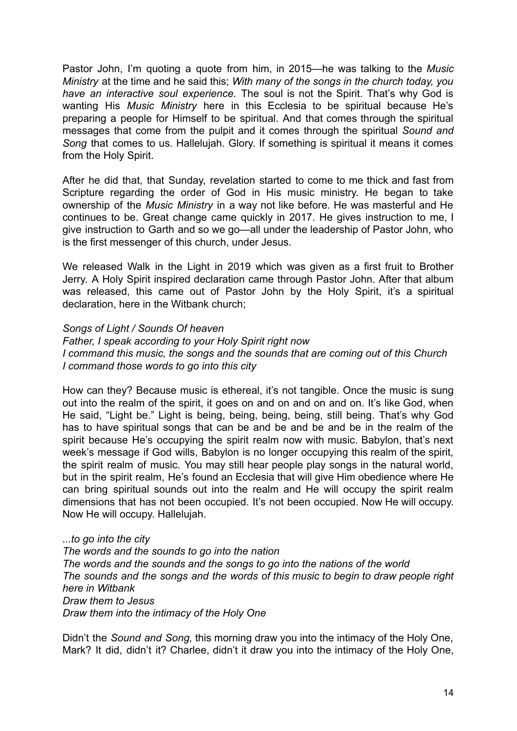Pastor John, I'm quoting a quote from him, in 2015—he was talking to the *Music Ministry* at the time and he said this; *With many of the songs in the church today, you have an interactive soul experience.* The soul is not the Spirit. That's why God is wanting His *Music Ministry* here in this Ecclesia to be spiritual because He's preparing a people for Himself to be spiritual. And that comes through the spiritual messages that come from the pulpit and it comes through the spiritual *Sound and Song* that comes to us. Hallelujah. Glory. If something is spiritual it means it comes from the Holy Spirit.

After he did that, that Sunday, revelation started to come to me thick and fast from Scripture regarding the order of God in His music ministry. He began to take ownership of the *Music Ministry* in a way not like before. He was masterful and He continues to be. Great change came quickly in 2017. He gives instruction to me, I give instruction to Garth and so we go—all under the leadership of Pastor John, who is the first messenger of this church, under Jesus.

We released Walk in the Light in 2019 which was given as a first fruit to Brother Jerry. A Holy Spirit inspired declaration came through Pastor John. After that album was released, this came out of Pastor John by the Holy Spirit, it's a spiritual declaration, here in the Witbank church;

*Songs of Light / Sounds Of heaven*
*Father, I speak according to your Holy Spirit right now*
*I command this music, the songs and the sounds that are coming out of this Church*
*I command those words to go into this city*

How can they? Because music is ethereal, it's not tangible. Once the music is sung out into the realm of the spirit, it goes on and on and on and on. It's like God, when He said, "Light be." Light is being, being, being, being, still being. That's why God has to have spiritual songs that can be and be and be and be in the realm of the spirit because He's occupying the spirit realm now with music. Babylon, that's next week's message if God wills, Babylon is no longer occupying this realm of the spirit, the spirit realm of music. You may still hear people play songs in the natural world, but in the spirit realm, He's found an Ecclesia that will give Him obedience where He can bring spiritual sounds out into the realm and He will occupy the spirit realm dimensions that has not been occupied. It's not been occupied. Now He will occupy. Now He will occupy. Hallelujah.

*...to go into the city*
*The words and the sounds to go into the nation*
*The words and the sounds and the songs to go into the nations of the world*
*The sounds and the songs and the words of this music to begin to draw people right here in Witbank*
*Draw them to Jesus*
*Draw them into the intimacy of the Holy One*

Didn't the *Sound and Song,* this morning draw you into the intimacy of the Holy One, Mark? It did, didn't it? Charlee, didn't it draw you into the intimacy of the Holy One,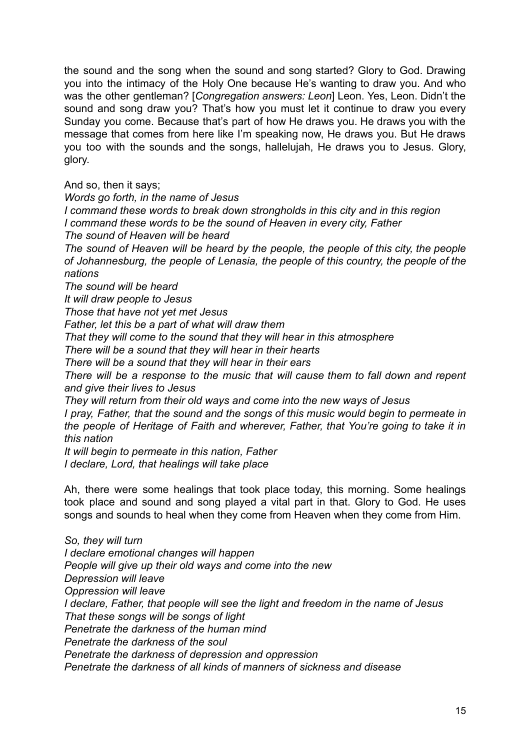the sound and the song when the sound and song started? Glory to God. Drawing you into the intimacy of the Holy One because He's wanting to draw you. And who was the other gentleman? [*Congregation answers: Leon*] Leon. Yes, Leon. Didn't the sound and song draw you? That's how you must let it continue to draw you every Sunday you come. Because that's part of how He draws you. He draws you with the message that comes from here like I'm speaking now, He draws you. But He draws you too with the sounds and the songs, hallelujah, He draws you to Jesus. Glory, glory.

And so, then it says;
*Words go forth, in the name of Jesus*
*I command these words to break down strongholds in this city and in this region*
*I command these words to be the sound of Heaven in every city, Father*
*The sound of Heaven will be heard*
*The sound of Heaven will be heard by the people, the people of this city, the people of Johannesburg, the people of Lenasia, the people of this country, the people of the nations*
*The sound will be heard*
*It will draw people to Jesus*
*Those that have not yet met Jesus*
*Father, let this be a part of what will draw them*
*That they will come to the sound that they will hear in this atmosphere*
*There will be a sound that they will hear in their hearts*
*There will be a sound that they will hear in their ears*
*There will be a response to the music that will cause them to fall down and repent and give their lives to Jesus*
*They will return from their old ways and come into the new ways of Jesus*
*I pray, Father, that the sound and the songs of this music would begin to permeate in the people of Heritage of Faith and wherever, Father, that You're going to take it in this nation*
*It will begin to permeate in this nation, Father*
*I declare, Lord, that healings will take place*

Ah, there were some healings that took place today, this morning. Some healings took place and sound and song played a vital part in that. Glory to God. He uses songs and sounds to heal when they come from Heaven when they come from Him.

*So, they will turn*
*I declare emotional changes will happen*
*People will give up their old ways and come into the new*
*Depression will leave*
*Oppression will leave*
*I declare, Father, that people will see the light and freedom in the name of Jesus*
*That these songs will be songs of light*
*Penetrate the darkness of the human mind*
*Penetrate the darkness of the soul*
*Penetrate the darkness of depression and oppression*
*Penetrate the darkness of all kinds of manners of sickness and disease*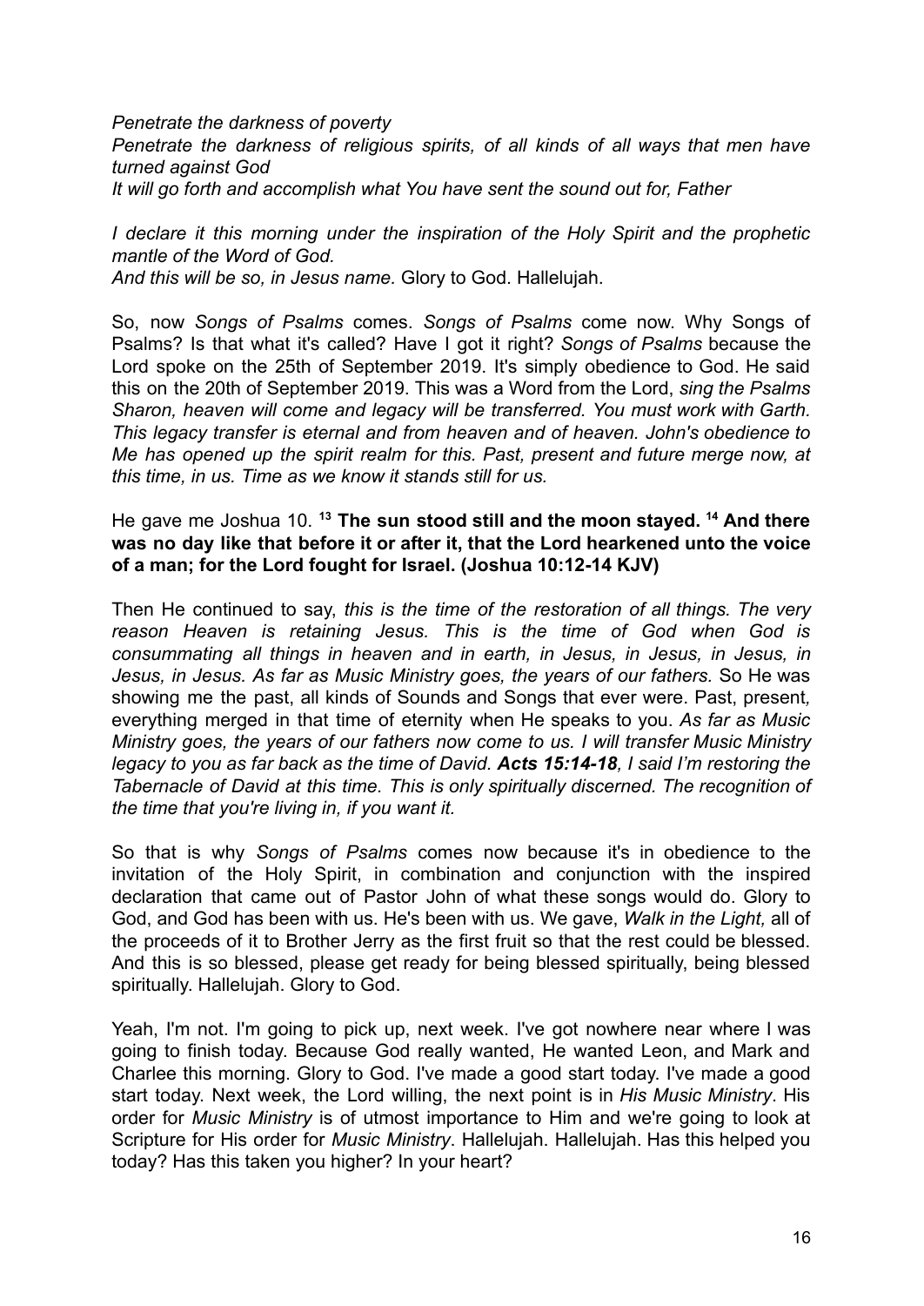*Penetrate the darkness of poverty*
*Penetrate the darkness of religious spirits, of all kinds of all ways that men have turned against God*
*It will go forth and accomplish what You have sent the sound out for, Father*

*I declare it this morning under the inspiration of the Holy Spirit and the prophetic mantle of the Word of God.*
*And this will be so, in Jesus name.* Glory to God. Hallelujah.

So, now *Songs of Psalms* comes. *Songs of Psalms* come now. Why Songs of Psalms? Is that what it's called? Have I got it right? *Songs of Psalms* because the Lord spoke on the 25th of September 2019. It's simply obedience to God. He said this on the 20th of September 2019. This was a Word from the Lord, *sing the Psalms Sharon, heaven will come and legacy will be transferred. You must work with Garth. This legacy transfer is eternal and from heaven and of heaven. John's obedience to Me has opened up the spirit realm for this. Past, present and future merge now, at this time, in us. Time as we know it stands still for us.*

He gave me Joshua 10. [13] **The sun stood still and the moon stayed.** [14] **And there was no day like that before it or after it, that the Lord hearkened unto the voice of a man; for the Lord fought for Israel. (Joshua 10:12-14 KJV)**

Then He continued to say, *this is the time of the restoration of all things. The very reason Heaven is retaining Jesus. This is the time of God when God is consummating all things in heaven and in earth, in Jesus, in Jesus, in Jesus, in Jesus, in Jesus. As far as Music Ministry goes, the years of our fathers.* So He was showing me the past, all kinds of Sounds and Songs that ever were. Past, present, everything merged in that time of eternity when He speaks to you. *As far as Music Ministry goes, the years of our fathers now come to us. I will transfer Music Ministry legacy to you as far back as the time of David.* ***Acts 15:14-18****, I said I'm restoring the Tabernacle of David at this time. This is only spiritually discerned. The recognition of the time that you're living in, if you want it.*

So that is why *Songs of Psalms* comes now because it's in obedience to the invitation of the Holy Spirit, in combination and conjunction with the inspired declaration that came out of Pastor John of what these songs would do. Glory to God, and God has been with us. He's been with us. We gave, *Walk in the Light,* all of the proceeds of it to Brother Jerry as the first fruit so that the rest could be blessed. And this is so blessed, please get ready for being blessed spiritually, being blessed spiritually. Hallelujah. Glory to God.

Yeah, I'm not. I'm going to pick up, next week. I've got nowhere near where I was going to finish today. Because God really wanted, He wanted Leon, and Mark and Charlee this morning. Glory to God. I've made a good start today. I've made a good start today. Next week, the Lord willing, the next point is in *His Music Ministry*. His order for *Music Ministry* is of utmost importance to Him and we're going to look at Scripture for His order for *Music Ministry*. Hallelujah. Hallelujah. Has this helped you today? Has this taken you higher? In your heart?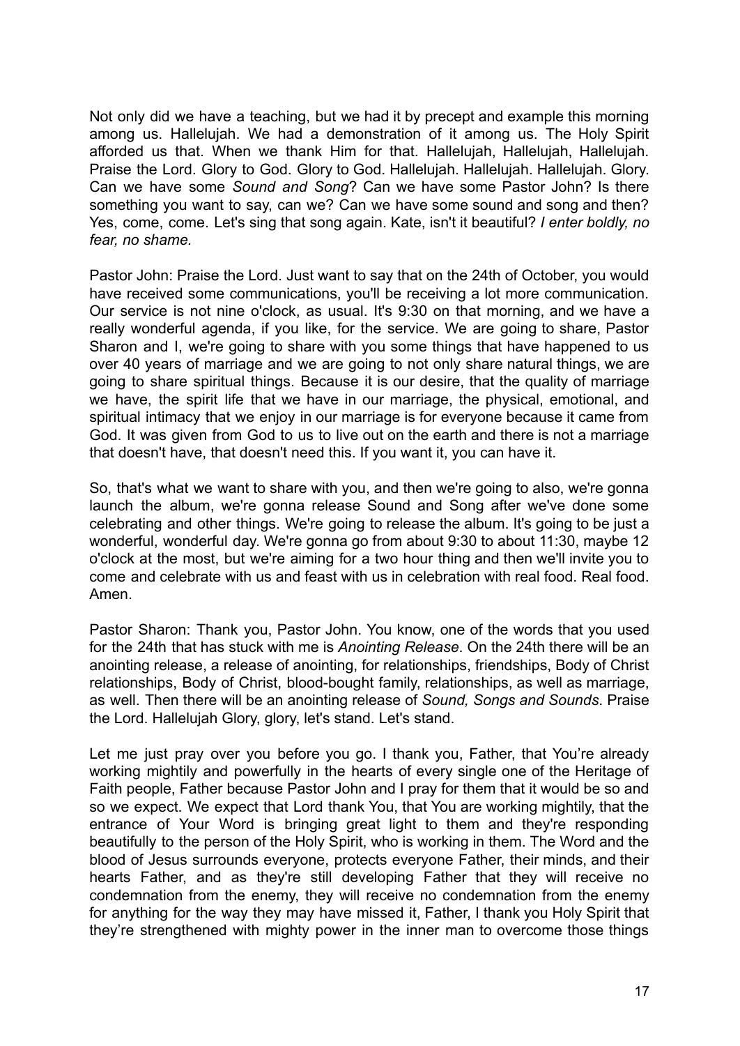Not only did we have a teaching, but we had it by precept and example this morning among us. Hallelujah. We had a demonstration of it among us. The Holy Spirit afforded us that. When we thank Him for that. Hallelujah, Hallelujah, Hallelujah. Praise the Lord. Glory to God. Glory to God. Hallelujah. Hallelujah. Hallelujah. Glory. Can we have some *Sound and Song*? Can we have some Pastor John? Is there something you want to say, can we? Can we have some sound and song and then? Yes, come, come. Let's sing that song again. Kate, isn't it beautiful? *I enter boldly, no fear, no shame.*

Pastor John: Praise the Lord. Just want to say that on the 24th of October, you would have received some communications, you'll be receiving a lot more communication. Our service is not nine o'clock, as usual. It's 9:30 on that morning, and we have a really wonderful agenda, if you like, for the service. We are going to share, Pastor Sharon and I, we're going to share with you some things that have happened to us over 40 years of marriage and we are going to not only share natural things, we are going to share spiritual things. Because it is our desire, that the quality of marriage we have, the spirit life that we have in our marriage, the physical, emotional, and spiritual intimacy that we enjoy in our marriage is for everyone because it came from God. It was given from God to us to live out on the earth and there is not a marriage that doesn't have, that doesn't need this. If you want it, you can have it.

So, that's what we want to share with you, and then we're going to also, we're gonna launch the album, we're gonna release Sound and Song after we've done some celebrating and other things. We're going to release the album. It's going to be just a wonderful, wonderful day. We're gonna go from about 9:30 to about 11:30, maybe 12 o'clock at the most, but we're aiming for a two hour thing and then we'll invite you to come and celebrate with us and feast with us in celebration with real food. Real food. Amen.

Pastor Sharon: Thank you, Pastor John. You know, one of the words that you used for the 24th that has stuck with me is *Anointing Release*. On the 24th there will be an anointing release, a release of anointing, for relationships, friendships, Body of Christ relationships, Body of Christ, blood-bought family, relationships, as well as marriage, as well. Then there will be an anointing release of *Sound, Songs and Sounds*. Praise the Lord. Hallelujah Glory, glory, let's stand. Let's stand.

Let me just pray over you before you go. I thank you, Father, that You're already working mightily and powerfully in the hearts of every single one of the Heritage of Faith people, Father because Pastor John and I pray for them that it would be so and so we expect. We expect that Lord thank You, that You are working mightily, that the entrance of Your Word is bringing great light to them and they're responding beautifully to the person of the Holy Spirit, who is working in them. The Word and the blood of Jesus surrounds everyone, protects everyone Father, their minds, and their hearts Father, and as they're still developing Father that they will receive no condemnation from the enemy, they will receive no condemnation from the enemy for anything for the way they may have missed it, Father, I thank you Holy Spirit that they're strengthened with mighty power in the inner man to overcome those things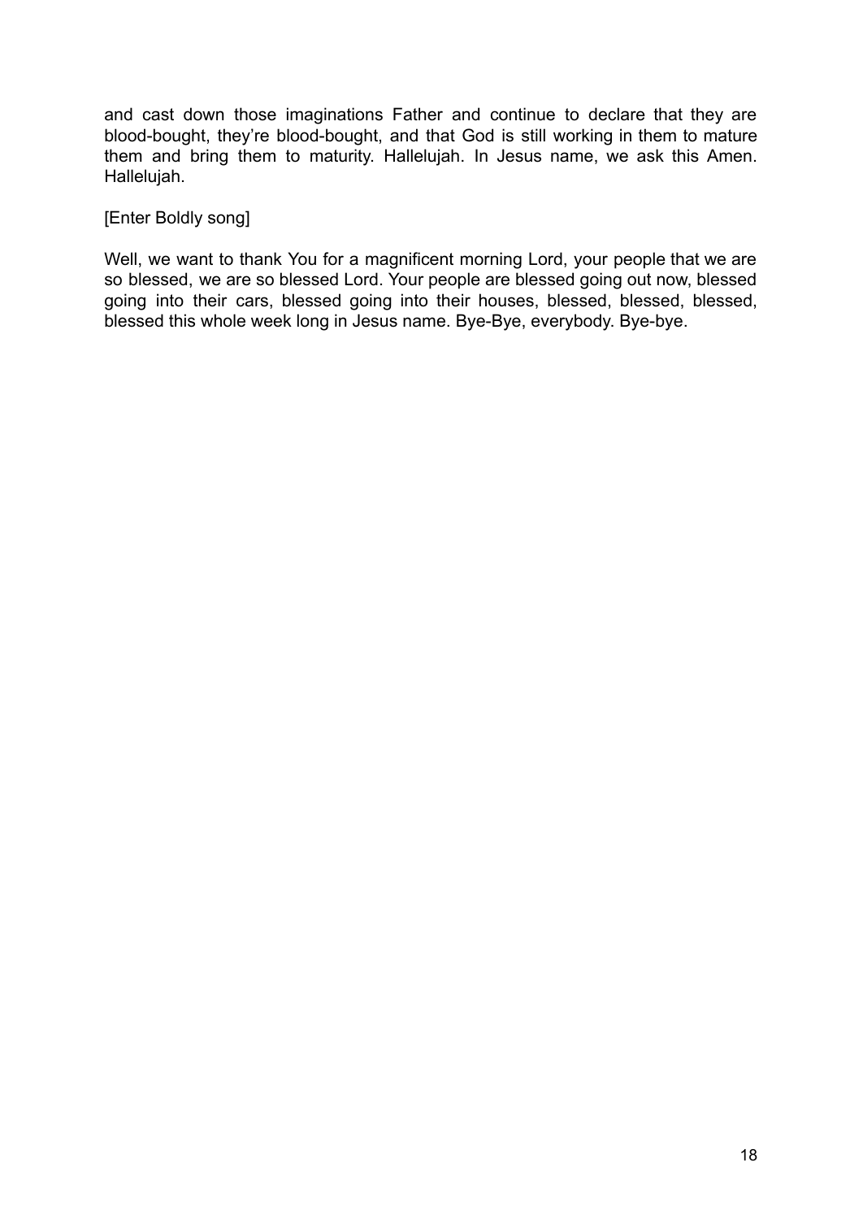and cast down those imaginations Father and continue to declare that they are blood-bought, they're blood-bought, and that God is still working in them to mature them and bring them to maturity. Hallelujah. In Jesus name, we ask this Amen. Hallelujah.

[Enter Boldly song]

Well, we want to thank You for a magnificent morning Lord, your people that we are so blessed, we are so blessed Lord. Your people are blessed going out now, blessed going into their cars, blessed going into their houses, blessed, blessed, blessed, blessed this whole week long in Jesus name. Bye-Bye, everybody. Bye-bye.